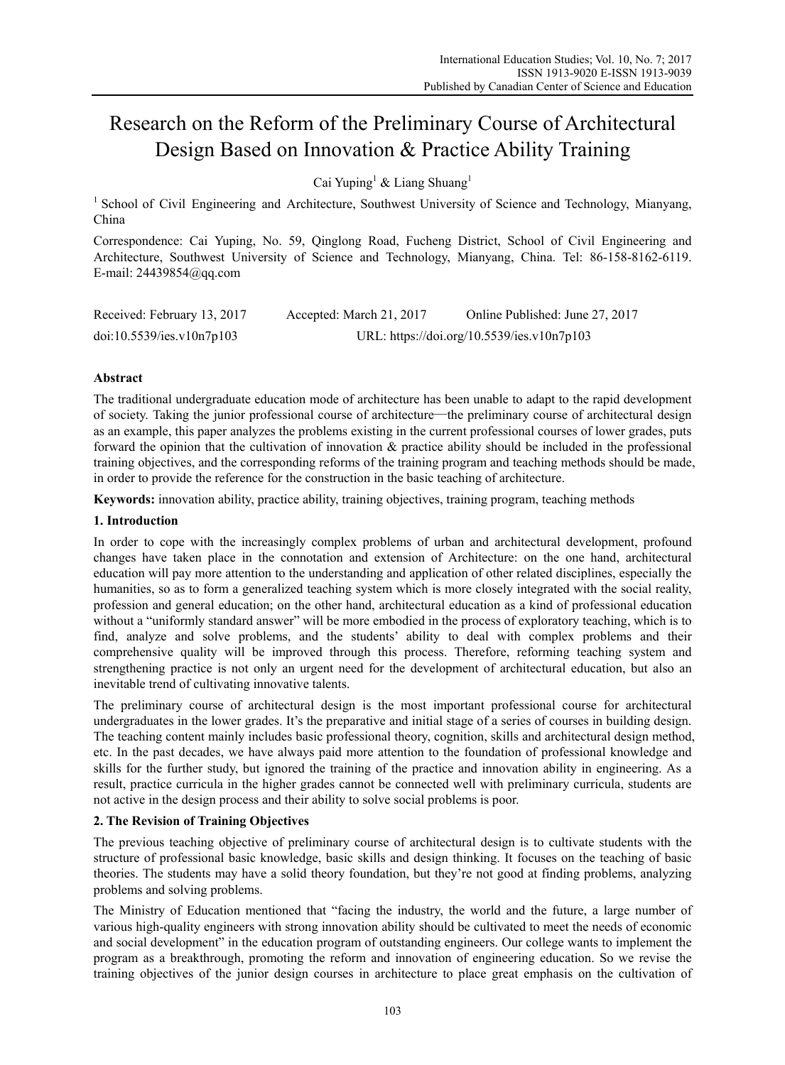# Research on the Reform of the Preliminary Course of Architectural Design Based on Innovation & Practice Ability Training

Cai Yuping[1] & Liang Shuang[1]

[1] School of Civil Engineering and Architecture, Southwest University of Science and Technology, Mianyang, China

Correspondence: Cai Yuping, No. 59, Qinglong Road, Fucheng District, School of Civil Engineering and Architecture, Southwest University of Science and Technology, Mianyang, China. Tel: 86-158-8162-6119. E-mail: 24439854@qq.com

Received: February 13, 2017 Accepted: March 21, 2017 Online Published: June 27, 2017

doi:10.5539/ies.v10n7p103 URL: https://doi.org/10.5539/ies.v10n7p103

## Abstract

The traditional undergraduate education mode of architecture has been unable to adapt to the rapid development of society. Taking the junior professional course of architecture—the preliminary course of architectural design as an example, this paper analyzes the problems existing in the current professional courses of lower grades, puts forward the opinion that the cultivation of innovation & practice ability should be included in the professional training objectives, and the corresponding reforms of the training program and teaching methods should be made, in order to provide the reference for the construction in the basic teaching of architecture.

**Keywords:** innovation ability, practice ability, training objectives, training program, teaching methods

## 1. Introduction

In order to cope with the increasingly complex problems of urban and architectural development, profound changes have taken place in the connotation and extension of Architecture: on the one hand, architectural education will pay more attention to the understanding and application of other related disciplines, especially the humanities, so as to form a generalized teaching system which is more closely integrated with the social reality, profession and general education; on the other hand, architectural education as a kind of professional education without a "uniformly standard answer" will be more embodied in the process of exploratory teaching, which is to find, analyze and solve problems, and the students' ability to deal with complex problems and their comprehensive quality will be improved through this process. Therefore, reforming teaching system and strengthening practice is not only an urgent need for the development of architectural education, but also an inevitable trend of cultivating innovative talents.

The preliminary course of architectural design is the most important professional course for architectural undergraduates in the lower grades. It's the preparative and initial stage of a series of courses in building design. The teaching content mainly includes basic professional theory, cognition, skills and architectural design method, etc. In the past decades, we have always paid more attention to the foundation of professional knowledge and skills for the further study, but ignored the training of the practice and innovation ability in engineering. As a result, practice curricula in the higher grades cannot be connected well with preliminary curricula, students are not active in the design process and their ability to solve social problems is poor.

## 2. The Revision of Training Objectives

The previous teaching objective of preliminary course of architectural design is to cultivate students with the structure of professional basic knowledge, basic skills and design thinking. It focuses on the teaching of basic theories. The students may have a solid theory foundation, but they're not good at finding problems, analyzing problems and solving problems.

The Ministry of Education mentioned that "facing the industry, the world and the future, a large number of various high-quality engineers with strong innovation ability should be cultivated to meet the needs of economic and social development" in the education program of outstanding engineers. Our college wants to implement the program as a breakthrough, promoting the reform and innovation of engineering education. So we revise the training objectives of the junior design courses in architecture to place great emphasis on the cultivation of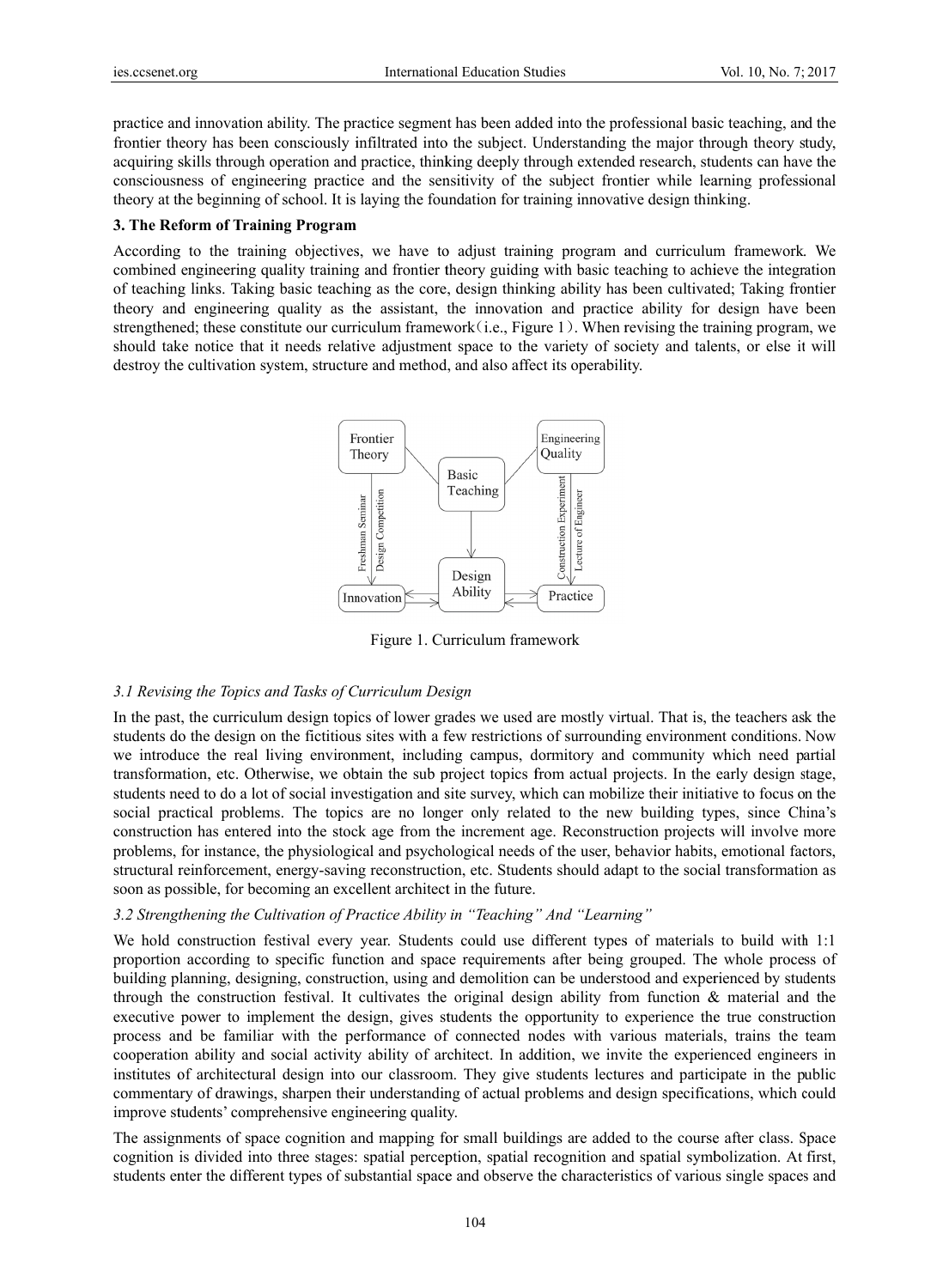practice and innovation ability. The practice segment has been added into the professional basic teaching, and the frontier theory has been consciously infiltrated into the subject. Understanding the major through theory study, acquiring skills through operation and practice, thinking deeply through extended research, students can have the consciousness of engineering practice and the sensitivity of the subject frontier while learning professional theory at the beginning of school. It is laying the foundation for training innovative design thinking.

## 3. The Reform of Training Program

According to the training objectives, we have to adjust training program and curriculum framework. We combined engineering quality training and frontier theory guiding with basic teaching to achieve the integration of teaching links. Taking basic teaching as the core, design thinking ability has been cultivated; Taking frontier theory and engineering quality as the assistant, the innovation and practice ability for design have been strengthened; these constitute our curriculum framework（i.e., Figure 1）. When revising the training program, we should take notice that it needs relative adjustment space to the variety of society and talents, or else it will destroy the cultivation system, structure and method, and also affect its operability.

Frontier Theory | Basic Teaching | Engineering Quality | Freshman Seminar | Design Competition | Construction Experiment | Lecture of Engineer | Innovation | Design Ability | Practice

Figure 1. Curriculum framework

### 3.1 Revising the Topics and Tasks of Curriculum Design

In the past, the curriculum design topics of lower grades we used are mostly virtual. That is, the teachers ask the students do the design on the fictitious sites with a few restrictions of surrounding environment conditions. Now we introduce the real living environment, including campus, dormitory and community which need partial transformation, etc. Otherwise, we obtain the sub project topics from actual projects. In the early design stage, students need to do a lot of social investigation and site survey, which can mobilize their initiative to focus on the social practical problems. The topics are no longer only related to the new building types, since China's construction has entered into the stock age from the increment age. Reconstruction projects will involve more problems, for instance, the physiological and psychological needs of the user, behavior habits, emotional factors, structural reinforcement, energy-saving reconstruction, etc. Students should adapt to the social transformation as soon as possible, for becoming an excellent architect in the future.

### 3.2 Strengthening the Cultivation of Practice Ability in "Teaching" And "Learning"

We hold construction festival every year. Students could use different types of materials to build with 1:1 proportion according to specific function and space requirements after being grouped. The whole process of building planning, designing, construction, using and demolition can be understood and experienced by students through the construction festival. It cultivates the original design ability from function & material and the executive power to implement the design, gives students the opportunity to experience the true construction process and be familiar with the performance of connected nodes with various materials, trains the team cooperation ability and social activity ability of architect. In addition, we invite the experienced engineers in institutes of architectural design into our classroom. They give students lectures and participate in the public commentary of drawings, sharpen their understanding of actual problems and design specifications, which could improve students' comprehensive engineering quality.

The assignments of space cognition and mapping for small buildings are added to the course after class. Space cognition is divided into three stages: spatial perception, spatial recognition and spatial symbolization. At first, students enter the different types of substantial space and observe the characteristics of various single spaces and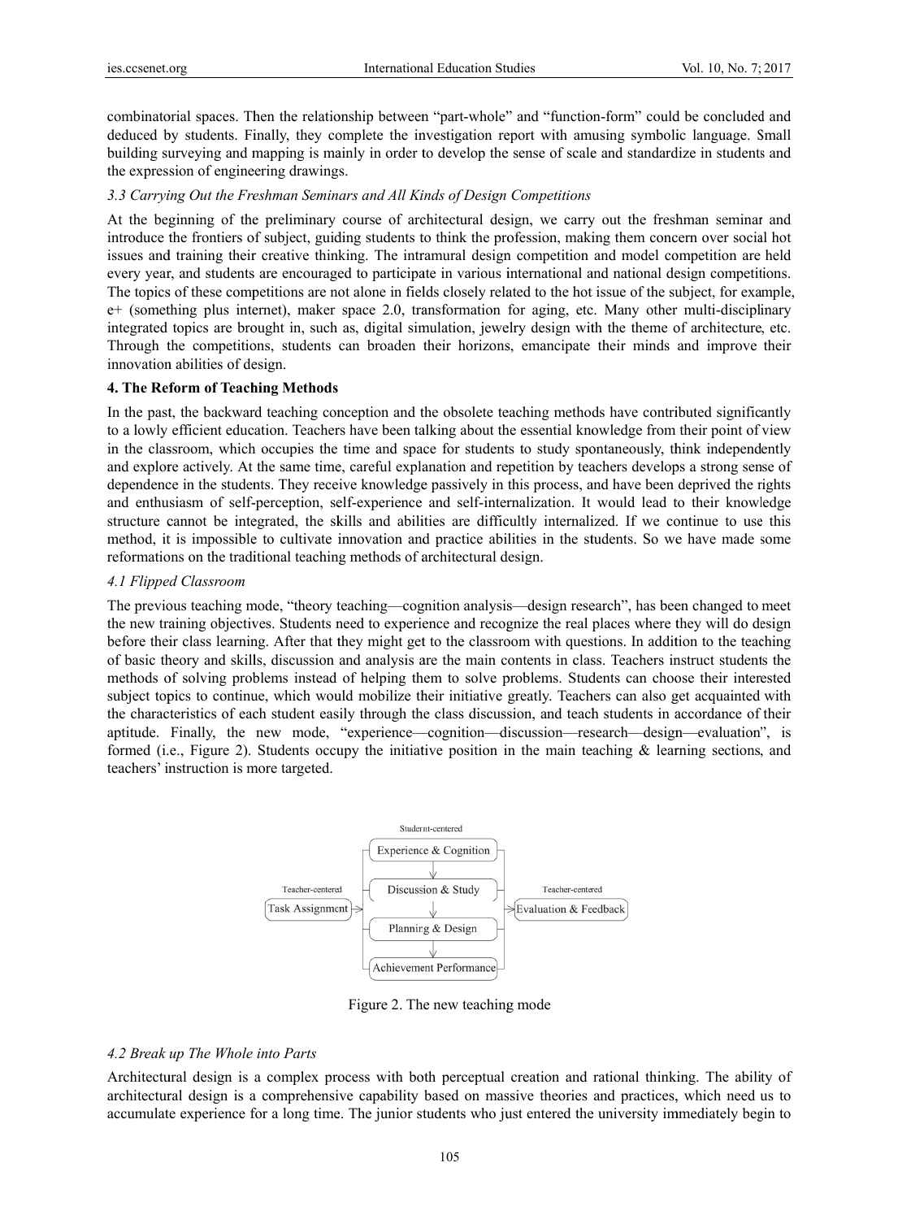combinatorial spaces. Then the relationship between "part-whole" and "function-form" could be concluded and deduced by students. Finally, they complete the investigation report with amusing symbolic language. Small building surveying and mapping is mainly in order to develop the sense of scale and standardize in students and the expression of engineering drawings.

### *3.3 Carrying Out the Freshman Seminars and All Kinds of Design Competitions*

At the beginning of the preliminary course of architectural design, we carry out the freshman seminar and introduce the frontiers of subject, guiding students to think the profession, making them concern over social hot issues and training their creative thinking. The intramural design competition and model competition are held every year, and students are encouraged to participate in various international and national design competitions. The topics of these competitions are not alone in fields closely related to the hot issue of the subject, for example, e+ (something plus internet), maker space 2.0, transformation for aging, etc. Many other multi-disciplinary integrated topics are brought in, such as, digital simulation, jewelry design with the theme of architecture, etc. Through the competitions, students can broaden their horizons, emancipate their minds and improve their innovation abilities of design.

## **4. The Reform of Teaching Methods**

In the past, the backward teaching conception and the obsolete teaching methods have contributed significantly to a lowly efficient education. Teachers have been talking about the essential knowledge from their point of view in the classroom, which occupies the time and space for students to study spontaneously, think independently and explore actively. At the same time, careful explanation and repetition by teachers develops a strong sense of dependence in the students. They receive knowledge passively in this process, and have been deprived the rights and enthusiasm of self-perception, self-experience and self-internalization. It would lead to their knowledge structure cannot be integrated, the skills and abilities are difficultly internalized. If we continue to use this method, it is impossible to cultivate innovation and practice abilities in the students. So we have made some reformations on the traditional teaching methods of architectural design.

### *4.1 Flipped Classroom*

The previous teaching mode, "theory teaching—cognition analysis—design research", has been changed to meet the new training objectives. Students need to experience and recognize the real places where they will do design before their class learning. After that they might get to the classroom with questions. In addition to the teaching of basic theory and skills, discussion and analysis are the main contents in class. Teachers instruct students the methods of solving problems instead of helping them to solve problems. Students can choose their interested subject topics to continue, which would mobilize their initiative greatly. Teachers can also get acquainted with the characteristics of each student easily through the class discussion, and teach students in accordance of their aptitude. Finally, the new mode, "experience—cognition—discussion—research—design—evaluation", is formed (i.e., Figure 2). Students occupy the initiative position in the main teaching & learning sections, and teachers' instruction is more targeted.

Figure 2. The new teaching mode

### *4.2 Break up The Whole into Parts*

Architectural design is a complex process with both perceptual creation and rational thinking. The ability of architectural design is a comprehensive capability based on massive theories and practices, which need us to accumulate experience for a long time. The junior students who just entered the university immediately begin to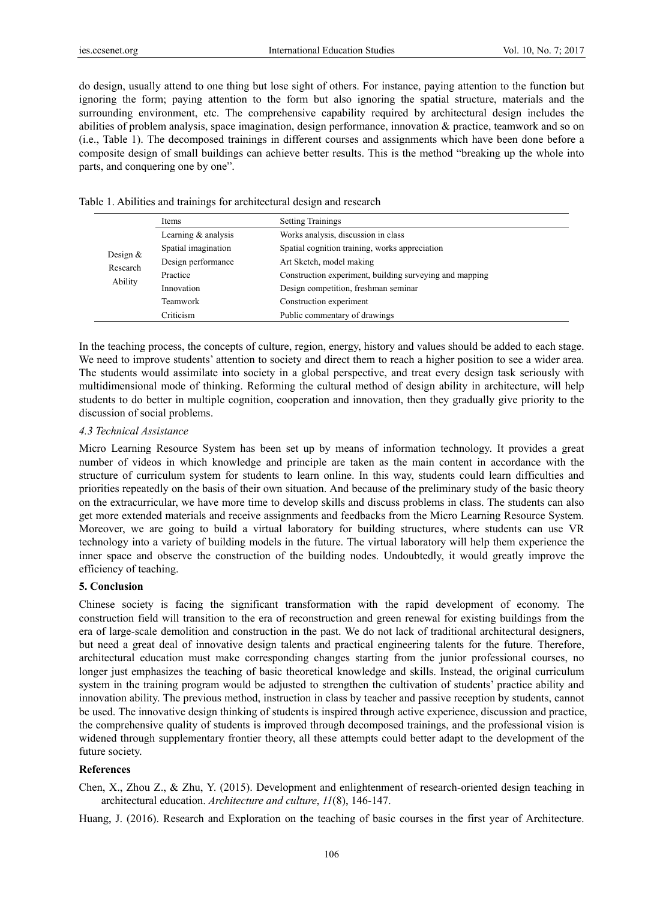do design, usually attend to one thing but lose sight of others. For instance, paying attention to the function but ignoring the form; paying attention to the form but also ignoring the spatial structure, materials and the surrounding environment, etc. The comprehensive capability required by architectural design includes the abilities of problem analysis, space imagination, design performance, innovation & practice, teamwork and so on (i.e., Table 1). The decomposed trainings in different courses and assignments which have been done before a composite design of small buildings can achieve better results. This is the method "breaking up the whole into parts, and conquering one by one".

Table 1. Abilities and trainings for architectural design and research

| | Items | Setting Trainings |
|---|---|---|
| Design & Research Ability | Learning & analysis | Works analysis, discussion in class |
| | Spatial imagination | Spatial cognition training, works appreciation |
| | Design performance | Art Sketch, model making |
| | Practice | Construction experiment, building surveying and mapping |
| | Innovation | Design competition, freshman seminar |
| | Teamwork | Construction experiment |
| | Criticism | Public commentary of drawings |

In the teaching process, the concepts of culture, region, energy, history and values should be added to each stage. We need to improve students' attention to society and direct them to reach a higher position to see a wider area. The students would assimilate into society in a global perspective, and treat every design task seriously with multidimensional mode of thinking. Reforming the cultural method of design ability in architecture, will help students to do better in multiple cognition, cooperation and innovation, then they gradually give priority to the discussion of social problems.

### *4.3 Technical Assistance*

Micro Learning Resource System has been set up by means of information technology. It provides a great number of videos in which knowledge and principle are taken as the main content in accordance with the structure of curriculum system for students to learn online. In this way, students could learn difficulties and priorities repeatedly on the basis of their own situation. And because of the preliminary study of the basic theory on the extracurricular, we have more time to develop skills and discuss problems in class. The students can also get more extended materials and receive assignments and feedbacks from the Micro Learning Resource System. Moreover, we are going to build a virtual laboratory for building structures, where students can use VR technology into a variety of building models in the future. The virtual laboratory will help them experience the inner space and observe the construction of the building nodes. Undoubtedly, it would greatly improve the efficiency of teaching.

## 5. Conclusion

Chinese society is facing the significant transformation with the rapid development of economy. The construction field will transition to the era of reconstruction and green renewal for existing buildings from the era of large-scale demolition and construction in the past. We do not lack of traditional architectural designers, but need a great deal of innovative design talents and practical engineering talents for the future. Therefore, architectural education must make corresponding changes starting from the junior professional courses, no longer just emphasizes the teaching of basic theoretical knowledge and skills. Instead, the original curriculum system in the training program would be adjusted to strengthen the cultivation of students' practice ability and innovation ability. The previous method, instruction in class by teacher and passive reception by students, cannot be used. The innovative design thinking of students is inspired through active experience, discussion and practice, the comprehensive quality of students is improved through decomposed trainings, and the professional vision is widened through supplementary frontier theory, all these attempts could better adapt to the development of the future society.

## References

Chen, X., Zhou Z., & Zhu, Y. (2015). Development and enlightenment of research-oriented design teaching in architectural education. *Architecture and culture*, *11*(8), 146-147.

Huang, J. (2016). Research and Exploration on the teaching of basic courses in the first year of Architecture.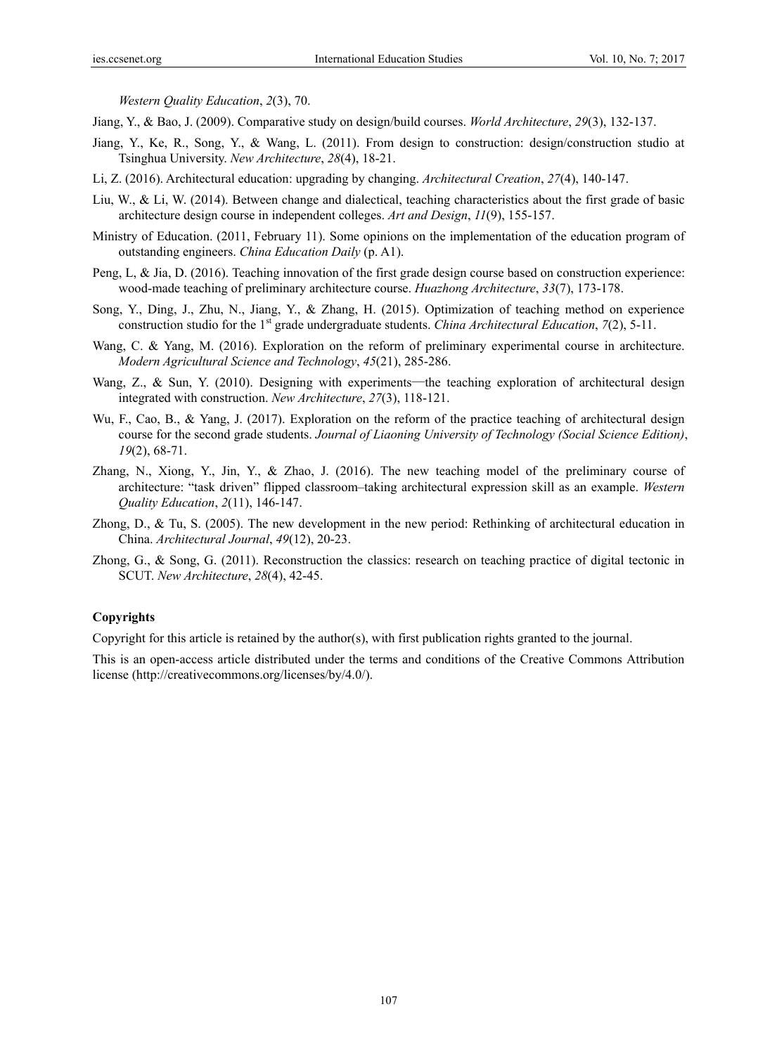*Western Quality Education*, *2*(3), 70.

Jiang, Y., & Bao, J. (2009). Comparative study on design/build courses. *World Architecture*, *29*(3), 132-137.

Jiang, Y., Ke, R., Song, Y., & Wang, L. (2011). From design to construction: design/construction studio at Tsinghua University. *New Architecture*, *28*(4), 18-21.

Li, Z. (2016). Architectural education: upgrading by changing. *Architectural Creation*, *27*(4), 140-147.

Liu, W., & Li, W. (2014). Between change and dialectical, teaching characteristics about the first grade of basic architecture design course in independent colleges. *Art and Design*, *11*(9), 155-157.

Ministry of Education. (2011, February 11). Some opinions on the implementation of the education program of outstanding engineers. *China Education Daily* (p. A1).

Peng, L, & Jia, D. (2016). Teaching innovation of the first grade design course based on construction experience: wood-made teaching of preliminary architecture course. *Huazhong Architecture*, *33*(7), 173-178.

Song, Y., Ding, J., Zhu, N., Jiang, Y., & Zhang, H. (2015). Optimization of teaching method on experience construction studio for the 1st grade undergraduate students. *China Architectural Education*, *7*(2), 5-11.

Wang, C. & Yang, M. (2016). Exploration on the reform of preliminary experimental course in architecture. *Modern Agricultural Science and Technology*, *45*(21), 285-286.

Wang, Z., & Sun, Y. (2010). Designing with experiments—the teaching exploration of architectural design integrated with construction. *New Architecture*, *27*(3), 118-121.

Wu, F., Cao, B., & Yang, J. (2017). Exploration on the reform of the practice teaching of architectural design course for the second grade students. *Journal of Liaoning University of Technology (Social Science Edition)*, *19*(2), 68-71.

Zhang, N., Xiong, Y., Jin, Y., & Zhao, J. (2016). The new teaching model of the preliminary course of architecture: "task driven" flipped classroom–taking architectural expression skill as an example. *Western Quality Education*, *2*(11), 146-147.

Zhong, D., & Tu, S. (2005). The new development in the new period: Rethinking of architectural education in China. *Architectural Journal*, *49*(12), 20-23.

Zhong, G., & Song, G. (2011). Reconstruction the classics: research on teaching practice of digital tectonic in SCUT. *New Architecture*, *28*(4), 42-45.

**Copyrights**

Copyright for this article is retained by the author(s), with first publication rights granted to the journal.

This is an open-access article distributed under the terms and conditions of the Creative Commons Attribution license (http://creativecommons.org/licenses/by/4.0/).